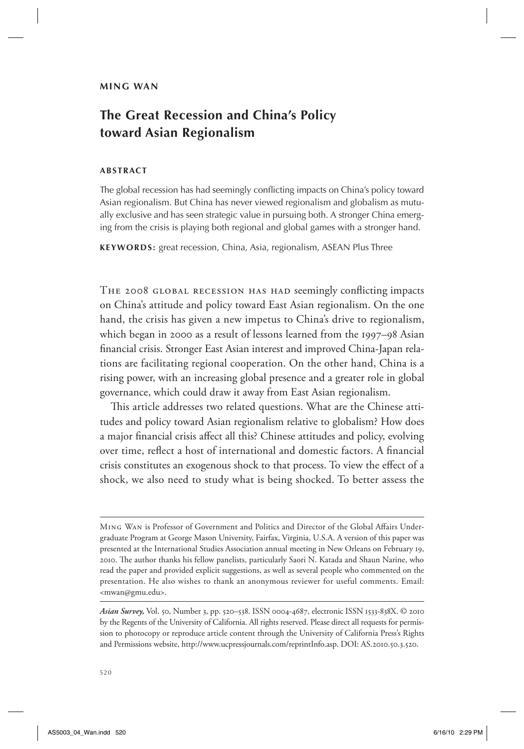**MING WAN**

# The Great Recession and China's Policy toward Asian Regionalism

### ABSTRACT

The global recession has had seemingly conflicting impacts on China's policy toward Asian regionalism. But China has never viewed regionalism and globalism as mutually exclusive and has seen strategic value in pursuing both. A stronger China emerging from the crisis is playing both regional and global games with a stronger hand.

**KEYWORDS:** great recession, China, Asia, regionalism, ASEAN Plus Three

The 2008 global recession has had seemingly conflicting impacts on China's attitude and policy toward East Asian regionalism. On the one hand, the crisis has given a new impetus to China's drive to regionalism, which began in 2000 as a result of lessons learned from the 1997–98 Asian financial crisis. Stronger East Asian interest and improved China-Japan relations are facilitating regional cooperation. On the other hand, China is a rising power, with an increasing global presence and a greater role in global governance, which could draw it away from East Asian regionalism.

This article addresses two related questions. What are the Chinese attitudes and policy toward Asian regionalism relative to globalism? How does a major financial crisis affect all this? Chinese attitudes and policy, evolving over time, reflect a host of international and domestic factors. A financial crisis constitutes an exogenous shock to that process. To view the effect of a shock, we also need to study what is being shocked. To better assess the

---

Ming Wan is Professor of Government and Politics and Director of the Global Affairs Undergraduate Program at George Mason University, Fairfax, Virginia, U.S.A. A version of this paper was presented at the International Studies Association annual meeting in New Orleans on February 19, 2010. The author thanks his fellow panelists, particularly Saori N. Katada and Shaun Narine, who read the paper and provided explicit suggestions, as well as several people who commented on the presentation. He also wishes to thank an anonymous reviewer for useful comments. Email: <mwan@gmu.edu>.

*Asian Survey*, Vol. 50, Number 3, pp. 520–538. ISSN 0004-4687, electronic ISSN 1533-838X. © 2010 by the Regents of the University of California. All rights reserved. Please direct all requests for permission to photocopy or reproduce article content through the University of California Press's Rights and Permissions website, http://www.ucpressjournals.com/reprintInfo.asp. DOI: AS.2010.50.3.520.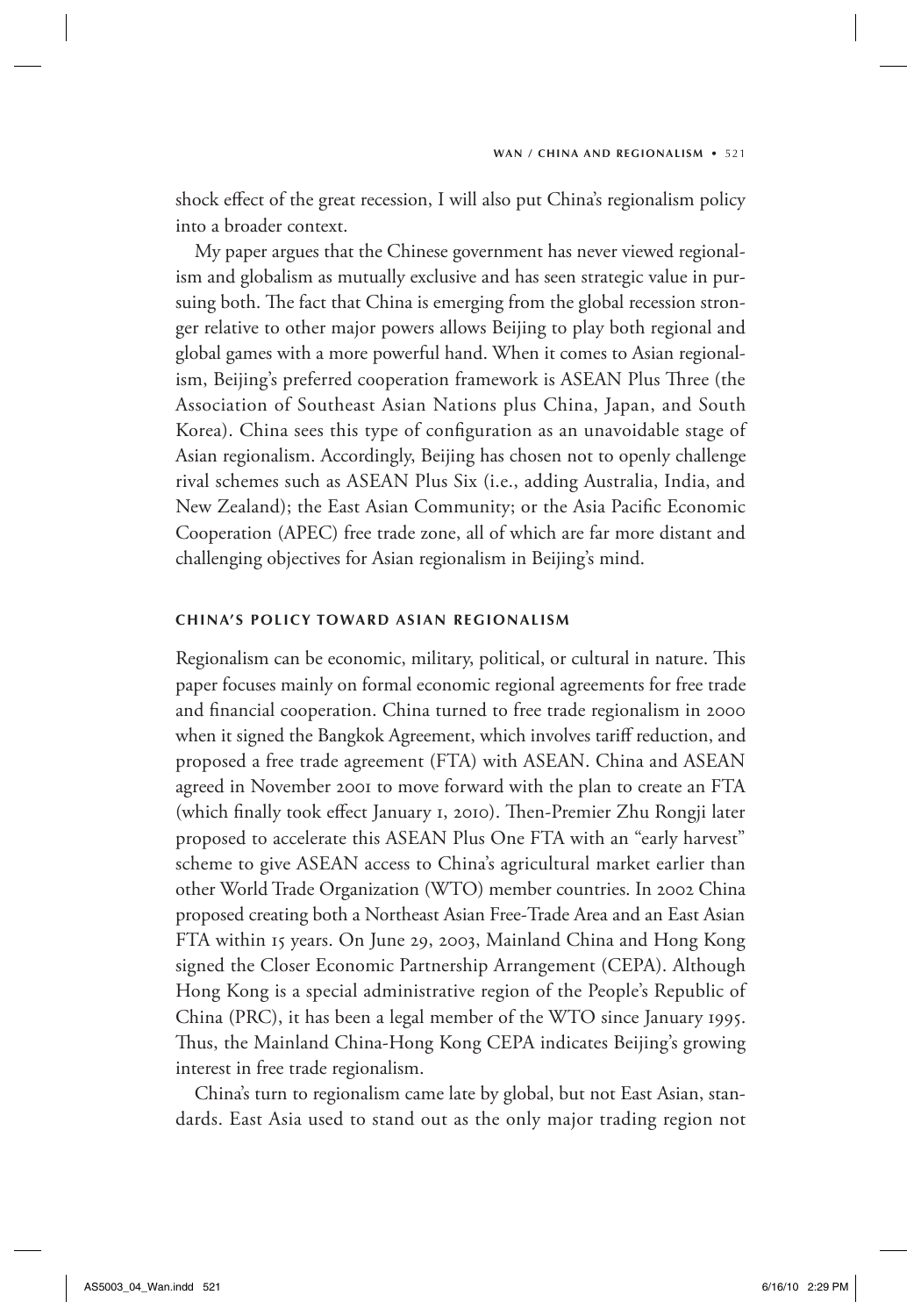shock effect of the great recession, I will also put China's regionalism policy into a broader context.

My paper argues that the Chinese government has never viewed regionalism and globalism as mutually exclusive and has seen strategic value in pursuing both. The fact that China is emerging from the global recession stronger relative to other major powers allows Beijing to play both regional and global games with a more powerful hand. When it comes to Asian regionalism, Beijing's preferred cooperation framework is ASEAN Plus Three (the Association of Southeast Asian Nations plus China, Japan, and South Korea). China sees this type of configuration as an unavoidable stage of Asian regionalism. Accordingly, Beijing has chosen not to openly challenge rival schemes such as ASEAN Plus Six (i.e., adding Australia, India, and New Zealand); the East Asian Community; or the Asia Pacific Economic Cooperation (APEC) free trade zone, all of which are far more distant and challenging objectives for Asian regionalism in Beijing's mind.

## CHINA'S POLICY TOWARD ASIAN REGIONALISM

Regionalism can be economic, military, political, or cultural in nature. This paper focuses mainly on formal economic regional agreements for free trade and financial cooperation. China turned to free trade regionalism in 2000 when it signed the Bangkok Agreement, which involves tariff reduction, and proposed a free trade agreement (FTA) with ASEAN. China and ASEAN agreed in November 2001 to move forward with the plan to create an FTA (which finally took effect January 1, 2010). Then-Premier Zhu Rongji later proposed to accelerate this ASEAN Plus One FTA with an "early harvest" scheme to give ASEAN access to China's agricultural market earlier than other World Trade Organization (WTO) member countries. In 2002 China proposed creating both a Northeast Asian Free-Trade Area and an East Asian FTA within 15 years. On June 29, 2003, Mainland China and Hong Kong signed the Closer Economic Partnership Arrangement (CEPA). Although Hong Kong is a special administrative region of the People's Republic of China (PRC), it has been a legal member of the WTO since January 1995. Thus, the Mainland China-Hong Kong CEPA indicates Beijing's growing interest in free trade regionalism.

China's turn to regionalism came late by global, but not East Asian, standards. East Asia used to stand out as the only major trading region not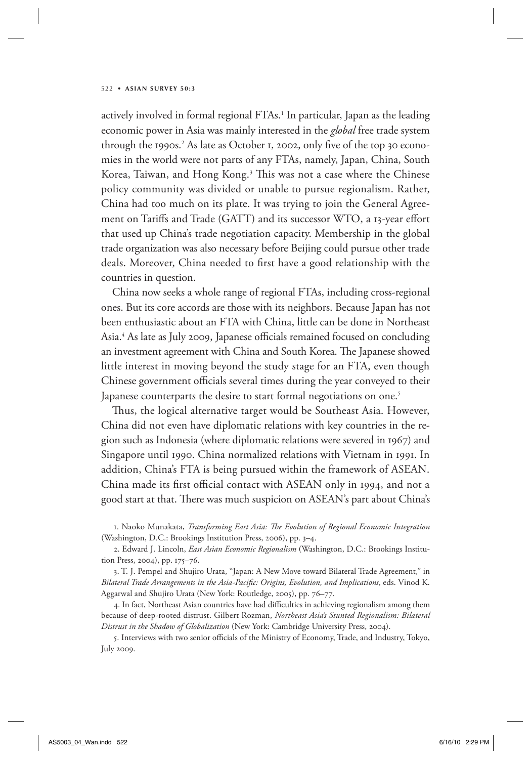actively involved in formal regional FTAs.[1] In particular, Japan as the leading economic power in Asia was mainly interested in the *global* free trade system through the 1990s.[2] As late as October 1, 2002, only five of the top 30 economies in the world were not parts of any FTAs, namely, Japan, China, South Korea, Taiwan, and Hong Kong.[3] This was not a case where the Chinese policy community was divided or unable to pursue regionalism. Rather, China had too much on its plate. It was trying to join the General Agreement on Tariffs and Trade (GATT) and its successor WTO, a 13-year effort that used up China's trade negotiation capacity. Membership in the global trade organization was also necessary before Beijing could pursue other trade deals. Moreover, China needed to first have a good relationship with the countries in question.

China now seeks a whole range of regional FTAs, including cross-regional ones. But its core accords are those with its neighbors. Because Japan has not been enthusiastic about an FTA with China, little can be done in Northeast Asia.[4] As late as July 2009, Japanese officials remained focused on concluding an investment agreement with China and South Korea. The Japanese showed little interest in moving beyond the study stage for an FTA, even though Chinese government officials several times during the year conveyed to their Japanese counterparts the desire to start formal negotiations on one.[5]

Thus, the logical alternative target would be Southeast Asia. However, China did not even have diplomatic relations with key countries in the region such as Indonesia (where diplomatic relations were severed in 1967) and Singapore until 1990. China normalized relations with Vietnam in 1991. In addition, China's FTA is being pursued within the framework of ASEAN. China made its first official contact with ASEAN only in 1994, and not a good start at that. There was much suspicion on ASEAN's part about China's

1. Naoko Munakata, *Transforming East Asia: The Evolution of Regional Economic Integration* (Washington, D.C.: Brookings Institution Press, 2006), pp. 3–4.

2. Edward J. Lincoln, *East Asian Economic Regionalism* (Washington, D.C.: Brookings Institution Press, 2004), pp. 175–76.

3. T. J. Pempel and Shujiro Urata, "Japan: A New Move toward Bilateral Trade Agreement," in *Bilateral Trade Arrangements in the Asia-Pacific: Origins, Evolution, and Implications*, eds. Vinod K. Aggarwal and Shujiro Urata (New York: Routledge, 2005), pp. 76–77.

4. In fact, Northeast Asian countries have had difficulties in achieving regionalism among them because of deep-rooted distrust. Gilbert Rozman, *Northeast Asia's Stunted Regionalism: Bilateral Distrust in the Shadow of Globalization* (New York: Cambridge University Press, 2004).

5. Interviews with two senior officials of the Ministry of Economy, Trade, and Industry, Tokyo, July 2009.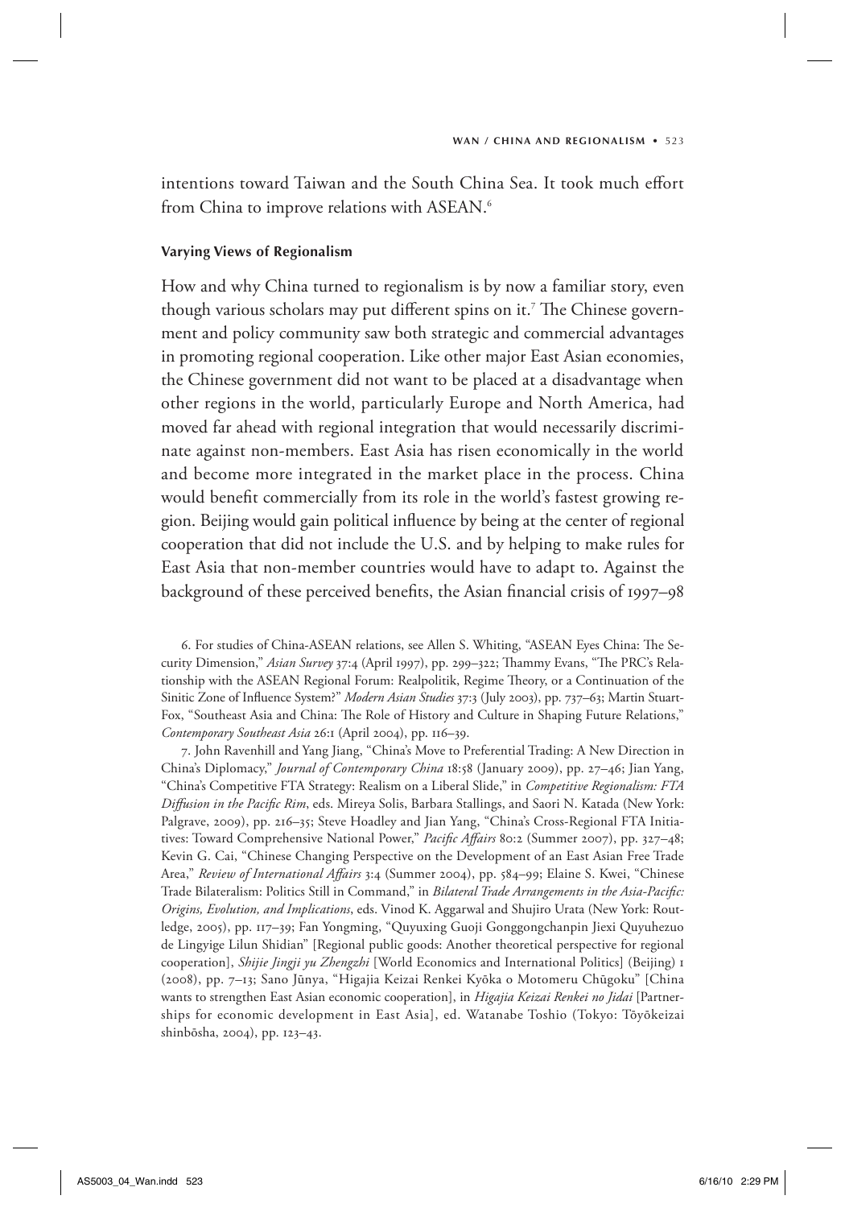intentions toward Taiwan and the South China Sea. It took much effort from China to improve relations with ASEAN.[6]

### Varying Views of Regionalism

How and why China turned to regionalism is by now a familiar story, even though various scholars may put different spins on it.[7] The Chinese government and policy community saw both strategic and commercial advantages in promoting regional cooperation. Like other major East Asian economies, the Chinese government did not want to be placed at a disadvantage when other regions in the world, particularly Europe and North America, had moved far ahead with regional integration that would necessarily discriminate against non-members. East Asia has risen economically in the world and become more integrated in the market place in the process. China would benefit commercially from its role in the world's fastest growing region. Beijing would gain political influence by being at the center of regional cooperation that did not include the U.S. and by helping to make rules for East Asia that non-member countries would have to adapt to. Against the background of these perceived benefits, the Asian financial crisis of 1997–98

6. For studies of China-ASEAN relations, see Allen S. Whiting, "ASEAN Eyes China: The Security Dimension," *Asian Survey* 37:4 (April 1997), pp. 299–322; Thammy Evans, "The PRC's Relationship with the ASEAN Regional Forum: Realpolitik, Regime Theory, or a Continuation of the Sinitic Zone of Influence System?" *Modern Asian Studies* 37:3 (July 2003), pp. 737–63; Martin Stuart-Fox, "Southeast Asia and China: The Role of History and Culture in Shaping Future Relations," *Contemporary Southeast Asia* 26:1 (April 2004), pp. 116–39.

7. John Ravenhill and Yang Jiang, "China's Move to Preferential Trading: A New Direction in China's Diplomacy," *Journal of Contemporary China* 18:58 (January 2009), pp. 27–46; Jian Yang, "China's Competitive FTA Strategy: Realism on a Liberal Slide," in *Competitive Regionalism: FTA Diffusion in the Pacific Rim*, eds. Mireya Solis, Barbara Stallings, and Saori N. Katada (New York: Palgrave, 2009), pp. 216–35; Steve Hoadley and Jian Yang, "China's Cross-Regional FTA Initiatives: Toward Comprehensive National Power," *Pacific Affairs* 80:2 (Summer 2007), pp. 327–48; Kevin G. Cai, "Chinese Changing Perspective on the Development of an East Asian Free Trade Area," *Review of International Affairs* 3:4 (Summer 2004), pp. 584–99; Elaine S. Kwei, "Chinese Trade Bilateralism: Politics Still in Command," in *Bilateral Trade Arrangements in the Asia-Pacific: Origins, Evolution, and Implications*, eds. Vinod K. Aggarwal and Shujiro Urata (New York: Routledge, 2005), pp. 117–39; Fan Yongming, "Quyuxing Guoji Gonggongchanpin Jiexi Quyuhezuo de Lingyige Lilun Shidian" [Regional public goods: Another theoretical perspective for regional cooperation], *Shijie Jingji yu Zhengzhi* [World Economics and International Politics] (Beijing) 1 (2008), pp. 7–13; Sano Jūnya, "Higajia Keizai Renkei Kyōka o Motomeru Chūgoku" [China wants to strengthen East Asian economic cooperation], in *Higajia Keizai Renkei no Jidai* [Partnerships for economic development in East Asia], ed. Watanabe Toshio (Tokyo: Tōyōkeizai shinbōsha, 2004), pp. 123–43.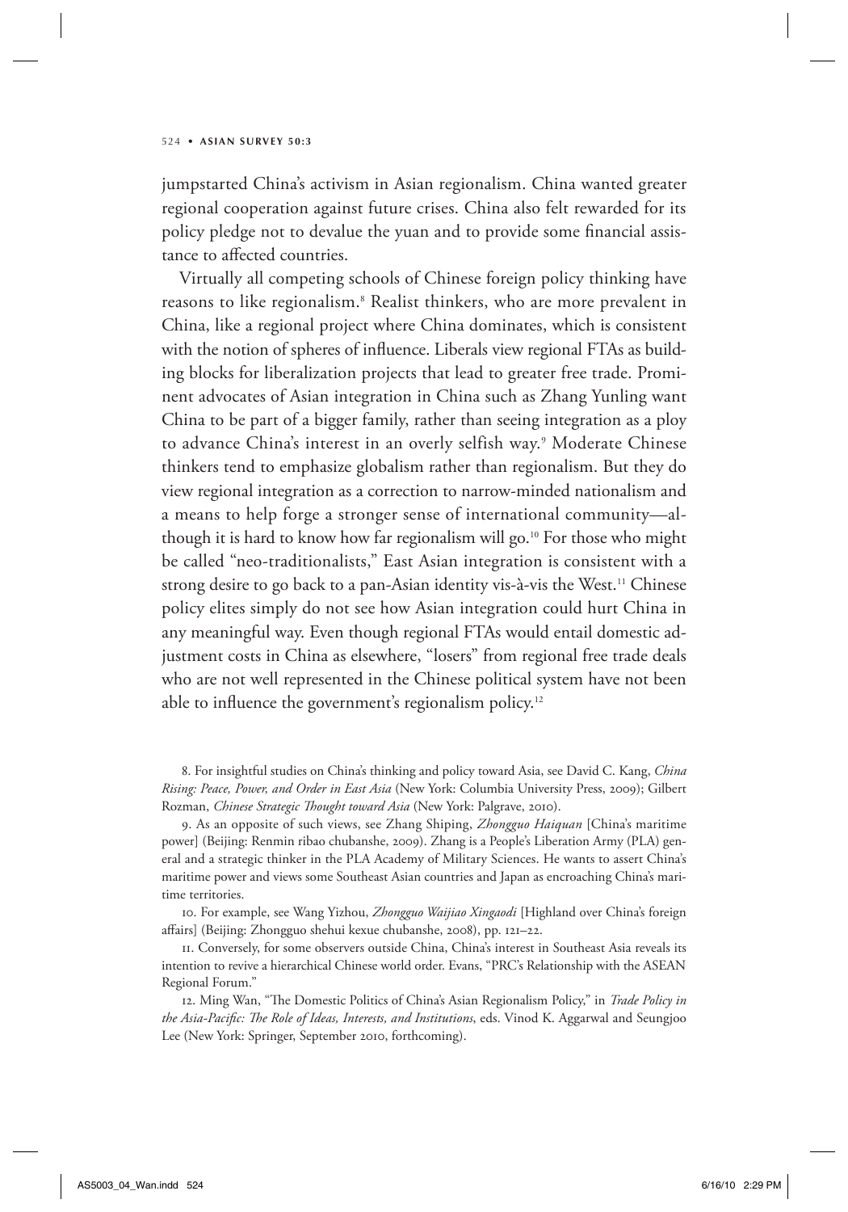jumpstarted China's activism in Asian regionalism. China wanted greater regional cooperation against future crises. China also felt rewarded for its policy pledge not to devalue the yuan and to provide some financial assistance to affected countries.

Virtually all competing schools of Chinese foreign policy thinking have reasons to like regionalism.[8] Realist thinkers, who are more prevalent in China, like a regional project where China dominates, which is consistent with the notion of spheres of influence. Liberals view regional FTAs as building blocks for liberalization projects that lead to greater free trade. Prominent advocates of Asian integration in China such as Zhang Yunling want China to be part of a bigger family, rather than seeing integration as a ploy to advance China's interest in an overly selfish way.[9] Moderate Chinese thinkers tend to emphasize globalism rather than regionalism. But they do view regional integration as a correction to narrow-minded nationalism and a means to help forge a stronger sense of international community—although it is hard to know how far regionalism will go.[10] For those who might be called "neo-traditionalists," East Asian integration is consistent with a strong desire to go back to a pan-Asian identity vis-à-vis the West.[11] Chinese policy elites simply do not see how Asian integration could hurt China in any meaningful way. Even though regional FTAs would entail domestic adjustment costs in China as elsewhere, "losers" from regional free trade deals who are not well represented in the Chinese political system have not been able to influence the government's regionalism policy.[12]

8. For insightful studies on China's thinking and policy toward Asia, see David C. Kang, *China Rising: Peace, Power, and Order in East Asia* (New York: Columbia University Press, 2009); Gilbert Rozman, *Chinese Strategic Thought toward Asia* (New York: Palgrave, 2010).

9. As an opposite of such views, see Zhang Shiping, *Zhongguo Haiquan* [China's maritime power] (Beijing: Renmin ribao chubanshe, 2009). Zhang is a People's Liberation Army (PLA) general and a strategic thinker in the PLA Academy of Military Sciences. He wants to assert China's maritime power and views some Southeast Asian countries and Japan as encroaching China's maritime territories.

10. For example, see Wang Yizhou, *Zhongguo Waijiao Xingaodi* [Highland over China's foreign affairs] (Beijing: Zhongguo shehui kexue chubanshe, 2008), pp. 121–22.

11. Conversely, for some observers outside China, China's interest in Southeast Asia reveals its intention to revive a hierarchical Chinese world order. Evans, "PRC's Relationship with the ASEAN Regional Forum."

12. Ming Wan, "The Domestic Politics of China's Asian Regionalism Policy," in *Trade Policy in the Asia-Pacific: The Role of Ideas, Interests, and Institutions*, eds. Vinod K. Aggarwal and Seungjoo Lee (New York: Springer, September 2010, forthcoming).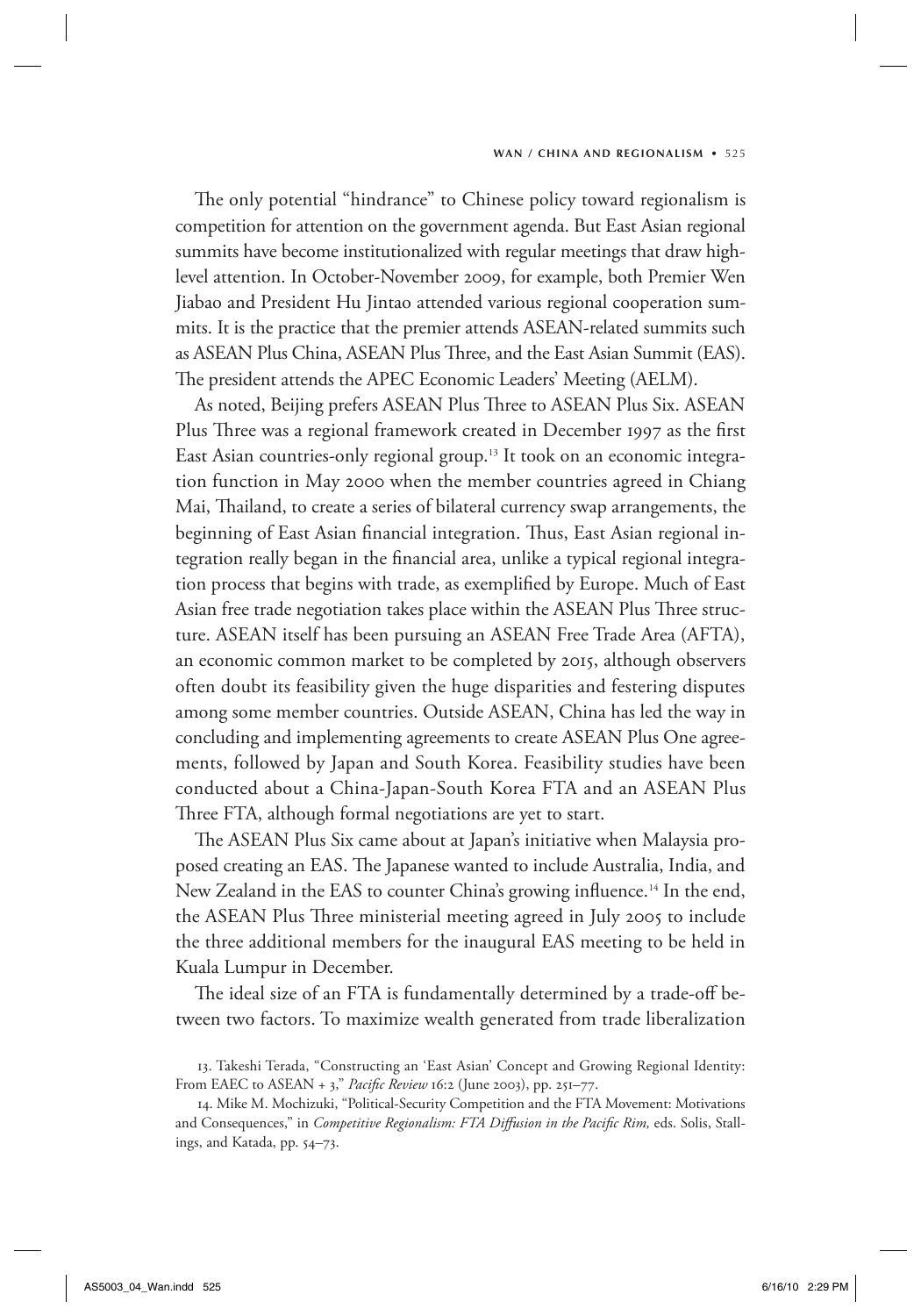The only potential "hindrance" to Chinese policy toward regionalism is competition for attention on the government agenda. But East Asian regional summits have become institutionalized with regular meetings that draw high-level attention. In October-November 2009, for example, both Premier Wen Jiabao and President Hu Jintao attended various regional cooperation summits. It is the practice that the premier attends ASEAN-related summits such as ASEAN Plus China, ASEAN Plus Three, and the East Asian Summit (EAS). The president attends the APEC Economic Leaders' Meeting (AELM).

As noted, Beijing prefers ASEAN Plus Three to ASEAN Plus Six. ASEAN Plus Three was a regional framework created in December 1997 as the first East Asian countries-only regional group.[13] It took on an economic integration function in May 2000 when the member countries agreed in Chiang Mai, Thailand, to create a series of bilateral currency swap arrangements, the beginning of East Asian financial integration. Thus, East Asian regional integration really began in the financial area, unlike a typical regional integration process that begins with trade, as exemplified by Europe. Much of East Asian free trade negotiation takes place within the ASEAN Plus Three structure. ASEAN itself has been pursuing an ASEAN Free Trade Area (AFTA), an economic common market to be completed by 2015, although observers often doubt its feasibility given the huge disparities and festering disputes among some member countries. Outside ASEAN, China has led the way in concluding and implementing agreements to create ASEAN Plus One agreements, followed by Japan and South Korea. Feasibility studies have been conducted about a China-Japan-South Korea FTA and an ASEAN Plus Three FTA, although formal negotiations are yet to start.

The ASEAN Plus Six came about at Japan's initiative when Malaysia proposed creating an EAS. The Japanese wanted to include Australia, India, and New Zealand in the EAS to counter China's growing influence.[14] In the end, the ASEAN Plus Three ministerial meeting agreed in July 2005 to include the three additional members for the inaugural EAS meeting to be held in Kuala Lumpur in December.

The ideal size of an FTA is fundamentally determined by a trade-off between two factors. To maximize wealth generated from trade liberalization

13. Takeshi Terada, "Constructing an 'East Asian' Concept and Growing Regional Identity: From EAEC to ASEAN + 3," *Pacific Review* 16:2 (June 2003), pp. 251–77.

14. Mike M. Mochizuki, "Political-Security Competition and the FTA Movement: Motivations and Consequences," in *Competitive Regionalism: FTA Diffusion in the Pacific Rim,* eds. Solis, Stallings, and Katada, pp. 54–73.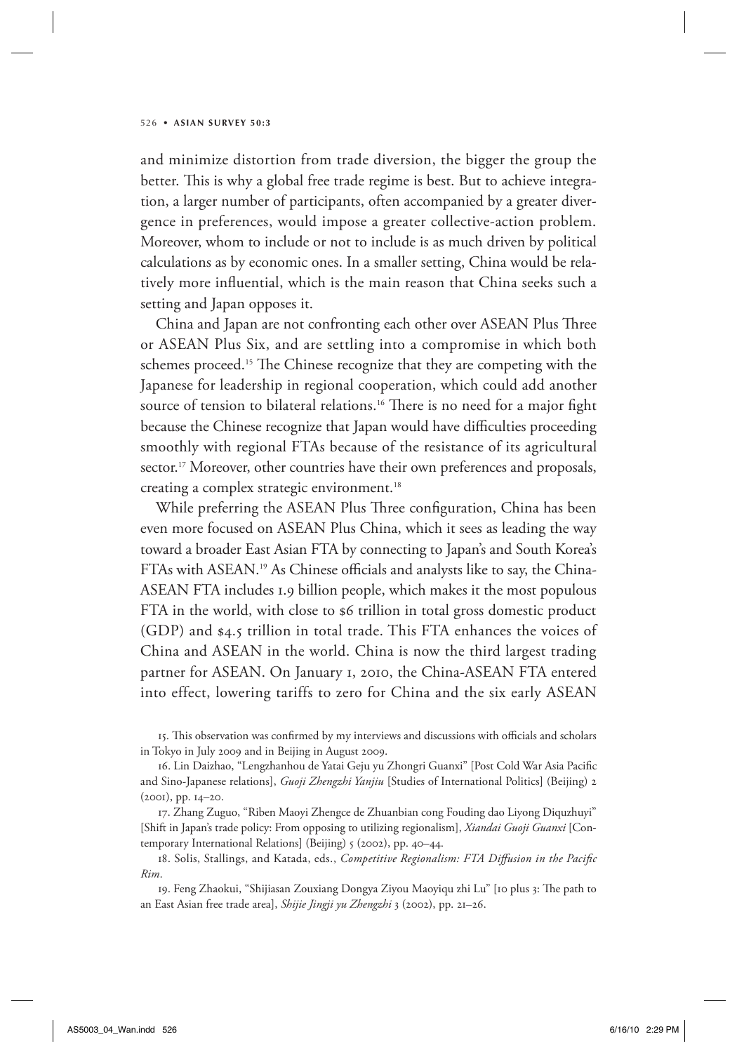and minimize distortion from trade diversion, the bigger the group the better. This is why a global free trade regime is best. But to achieve integration, a larger number of participants, often accompanied by a greater divergence in preferences, would impose a greater collective-action problem. Moreover, whom to include or not to include is as much driven by political calculations as by economic ones. In a smaller setting, China would be relatively more influential, which is the main reason that China seeks such a setting and Japan opposes it.

China and Japan are not confronting each other over ASEAN Plus Three or ASEAN Plus Six, and are settling into a compromise in which both schemes proceed.[15] The Chinese recognize that they are competing with the Japanese for leadership in regional cooperation, which could add another source of tension to bilateral relations.[16] There is no need for a major fight because the Chinese recognize that Japan would have difficulties proceeding smoothly with regional FTAs because of the resistance of its agricultural sector.[17] Moreover, other countries have their own preferences and proposals, creating a complex strategic environment.[18]

While preferring the ASEAN Plus Three configuration, China has been even more focused on ASEAN Plus China, which it sees as leading the way toward a broader East Asian FTA by connecting to Japan's and South Korea's FTAs with ASEAN.[19] As Chinese officials and analysts like to say, the China-ASEAN FTA includes 1.9 billion people, which makes it the most populous FTA in the world, with close to $6 trillion in total gross domestic product (GDP) and $4.5 trillion in total trade. This FTA enhances the voices of China and ASEAN in the world. China is now the third largest trading partner for ASEAN. On January 1, 2010, the China-ASEAN FTA entered into effect, lowering tariffs to zero for China and the six early ASEAN

15. This observation was confirmed by my interviews and discussions with officials and scholars in Tokyo in July 2009 and in Beijing in August 2009.

16. Lin Daizhao, "Lengzhanhou de Yatai Geju yu Zhongri Guanxi" [Post Cold War Asia Pacific and Sino-Japanese relations], *Guoji Zhengzhi Yanjiu* [Studies of International Politics] (Beijing) 2 (2001), pp. 14–20.

17. Zhang Zuguo, "Riben Maoyi Zhengce de Zhuanbian cong Fouding dao Liyong Diquzhuyi" [Shift in Japan's trade policy: From opposing to utilizing regionalism], *Xiandai Guoji Guanxi* [Contemporary International Relations] (Beijing) 5 (2002), pp. 40–44.

18. Solis, Stallings, and Katada, eds., *Competitive Regionalism: FTA Diffusion in the Pacific Rim*.

19. Feng Zhaokui, "Shijiasan Zouxiang Dongya Ziyou Maoyiqu zhi Lu" [10 plus 3: The path to an East Asian free trade area], *Shijie Jingji yu Zhengzhi* 3 (2002), pp. 21–26.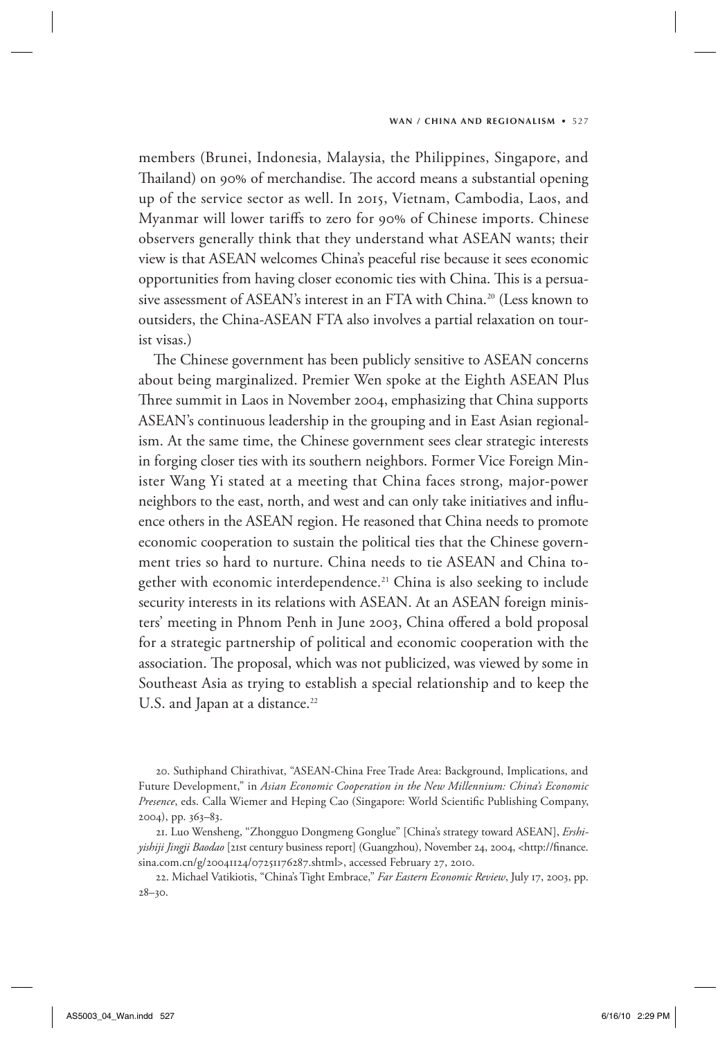members (Brunei, Indonesia, Malaysia, the Philippines, Singapore, and Thailand) on 90% of merchandise. The accord means a substantial opening up of the service sector as well. In 2015, Vietnam, Cambodia, Laos, and Myanmar will lower tariffs to zero for 90% of Chinese imports. Chinese observers generally think that they understand what ASEAN wants; their view is that ASEAN welcomes China's peaceful rise because it sees economic opportunities from having closer economic ties with China. This is a persuasive assessment of ASEAN's interest in an FTA with China.[20] (Less known to outsiders, the China-ASEAN FTA also involves a partial relaxation on tourist visas.)

The Chinese government has been publicly sensitive to ASEAN concerns about being marginalized. Premier Wen spoke at the Eighth ASEAN Plus Three summit in Laos in November 2004, emphasizing that China supports ASEAN's continuous leadership in the grouping and in East Asian regionalism. At the same time, the Chinese government sees clear strategic interests in forging closer ties with its southern neighbors. Former Vice Foreign Minister Wang Yi stated at a meeting that China faces strong, major-power neighbors to the east, north, and west and can only take initiatives and influence others in the ASEAN region. He reasoned that China needs to promote economic cooperation to sustain the political ties that the Chinese government tries so hard to nurture. China needs to tie ASEAN and China together with economic interdependence.[21] China is also seeking to include security interests in its relations with ASEAN. At an ASEAN foreign ministers' meeting in Phnom Penh in June 2003, China offered a bold proposal for a strategic partnership of political and economic cooperation with the association. The proposal, which was not publicized, was viewed by some in Southeast Asia as trying to establish a special relationship and to keep the U.S. and Japan at a distance.[22]

20. Suthiphand Chirathivat, "ASEAN-China Free Trade Area: Background, Implications, and Future Development," in *Asian Economic Cooperation in the New Millennium: China's Economic Presence*, eds. Calla Wiemer and Heping Cao (Singapore: World Scientific Publishing Company, 2004), pp. 363–83.

21. Luo Wensheng, "Zhongguo Dongmeng Gonglue" [China's strategy toward ASEAN], *Ershiyishiji Jingji Baodao* [21st century business report] (Guangzhou), November 24, 2004, <http://finance.sina.com.cn/g/20041124/07251176287.shtml>, accessed February 27, 2010.

22. Michael Vatikiotis, "China's Tight Embrace," *Far Eastern Economic Review*, July 17, 2003, pp. 28–30.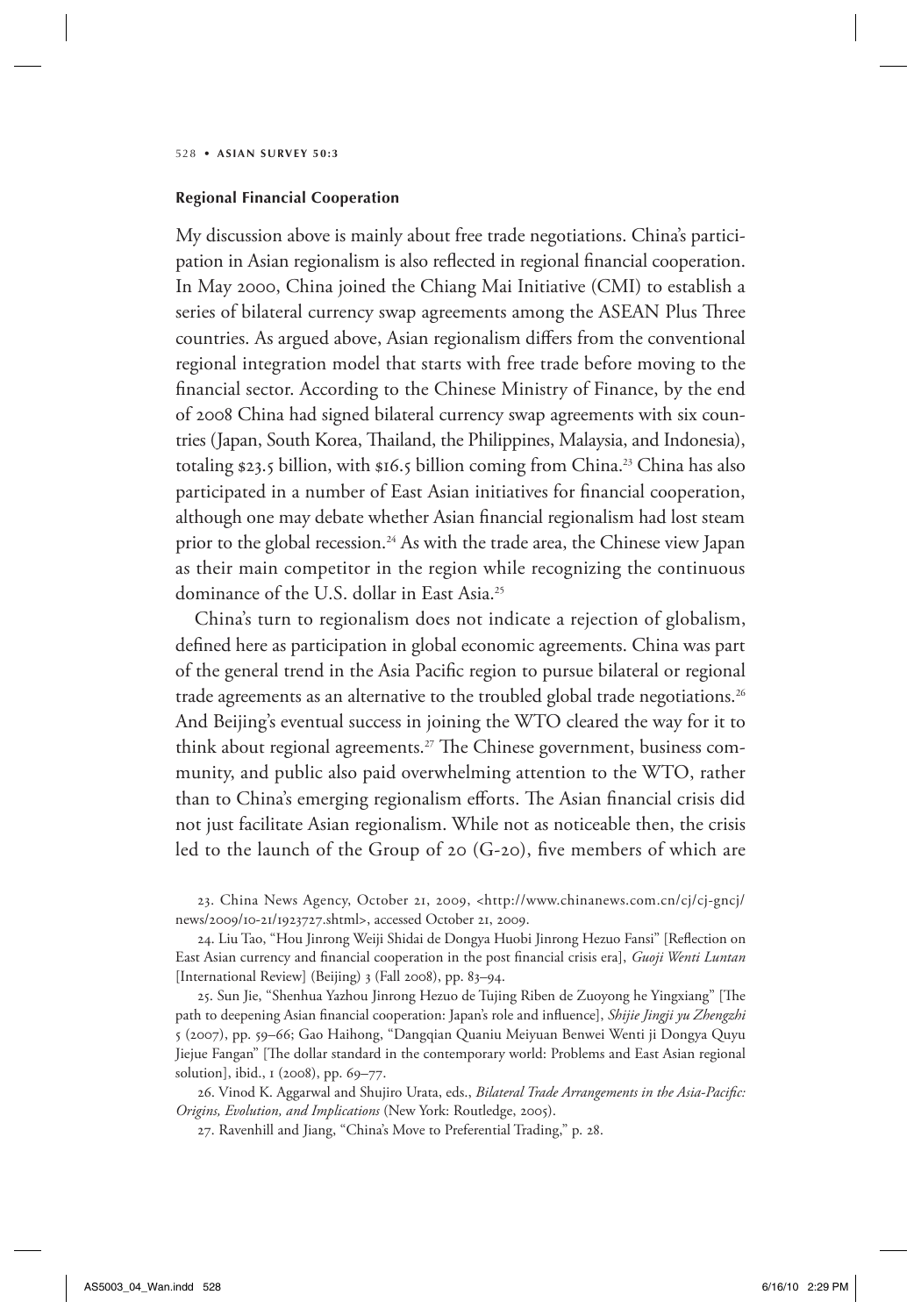### Regional Financial Cooperation

My discussion above is mainly about free trade negotiations. China's participation in Asian regionalism is also reflected in regional financial cooperation. In May 2000, China joined the Chiang Mai Initiative (CMI) to establish a series of bilateral currency swap agreements among the ASEAN Plus Three countries. As argued above, Asian regionalism differs from the conventional regional integration model that starts with free trade before moving to the financial sector. According to the Chinese Ministry of Finance, by the end of 2008 China had signed bilateral currency swap agreements with six countries (Japan, South Korea, Thailand, the Philippines, Malaysia, and Indonesia), totaling $23.5 billion, with $16.5 billion coming from China.[23] China has also participated in a number of East Asian initiatives for financial cooperation, although one may debate whether Asian financial regionalism had lost steam prior to the global recession.[24] As with the trade area, the Chinese view Japan as their main competitor in the region while recognizing the continuous dominance of the U.S. dollar in East Asia.[25]

China's turn to regionalism does not indicate a rejection of globalism, defined here as participation in global economic agreements. China was part of the general trend in the Asia Pacific region to pursue bilateral or regional trade agreements as an alternative to the troubled global trade negotiations.[26] And Beijing's eventual success in joining the WTO cleared the way for it to think about regional agreements.[27] The Chinese government, business community, and public also paid overwhelming attention to the WTO, rather than to China's emerging regionalism efforts. The Asian financial crisis did not just facilitate Asian regionalism. While not as noticeable then, the crisis led to the launch of the Group of 20 (G-20), five members of which are

23. China News Agency, October 21, 2009, <http://www.chinanews.com.cn/cj/cj-gncj/news/2009/10-21/1923727.shtml>, accessed October 21, 2009.

24. Liu Tao, "Hou Jinrong Weiji Shidai de Dongya Huobi Jinrong Hezuo Fansi" [Reflection on East Asian currency and financial cooperation in the post financial crisis era], *Guoji Wenti Luntan* [International Review] (Beijing) 3 (Fall 2008), pp. 83–94.

25. Sun Jie, "Shenhua Yazhou Jinrong Hezuo de Tujing Riben de Zuoyong he Yingxiang" [The path to deepening Asian financial cooperation: Japan's role and influence], *Shijie Jingji yu Zhengzhi* 5 (2007), pp. 59–66; Gao Haihong, "Dangqian Quaniu Meiyuan Benwei Wenti ji Dongya Quyu Jiejue Fangan" [The dollar standard in the contemporary world: Problems and East Asian regional solution], ibid., 1 (2008), pp. 69–77.

26. Vinod K. Aggarwal and Shujiro Urata, eds., *Bilateral Trade Arrangements in the Asia-Pacific: Origins, Evolution, and Implications* (New York: Routledge, 2005).

27. Ravenhill and Jiang, "China's Move to Preferential Trading," p. 28.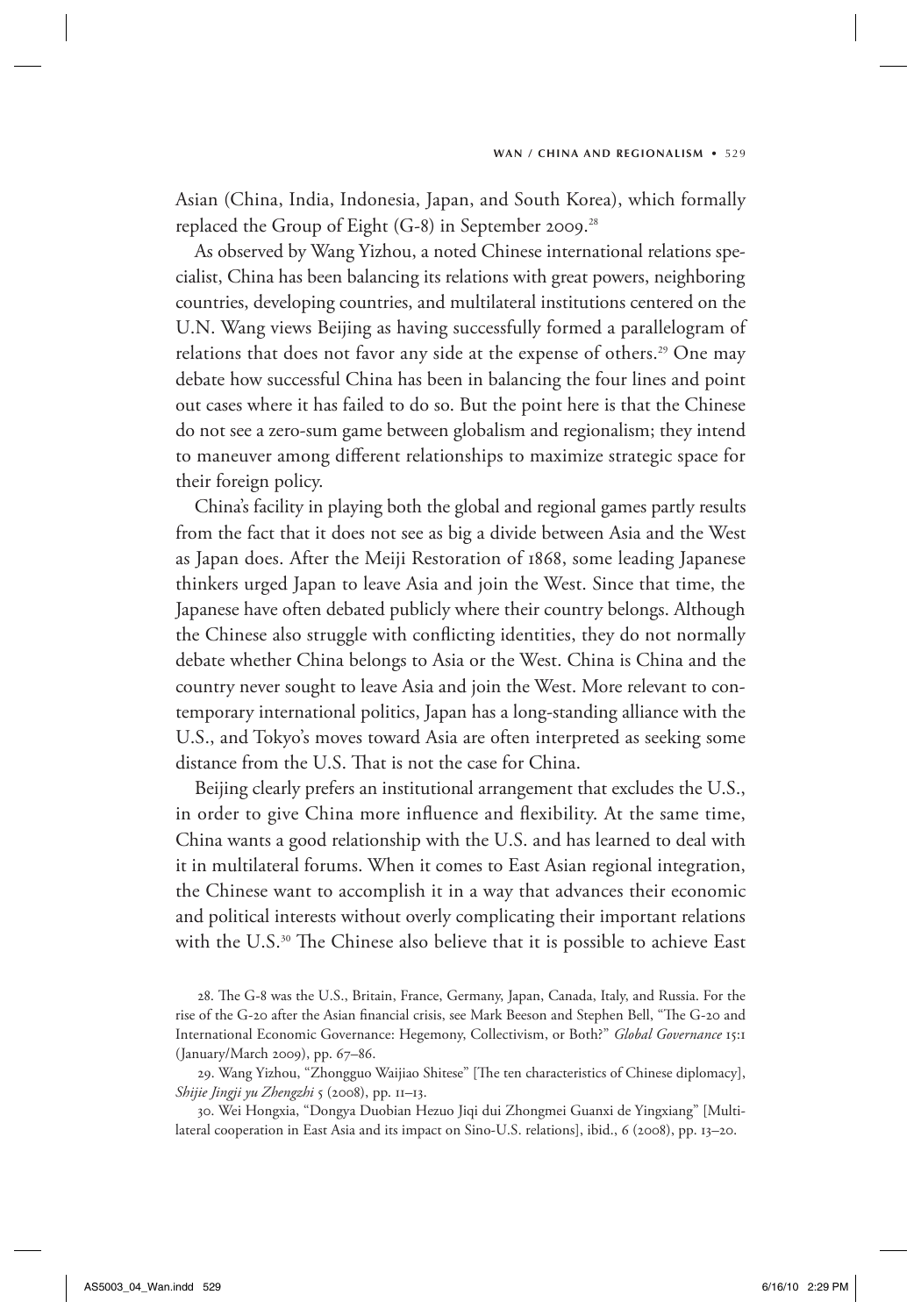Asian (China, India, Indonesia, Japan, and South Korea), which formally replaced the Group of Eight (G-8) in September 2009.[28]

As observed by Wang Yizhou, a noted Chinese international relations specialist, China has been balancing its relations with great powers, neighboring countries, developing countries, and multilateral institutions centered on the U.N. Wang views Beijing as having successfully formed a parallelogram of relations that does not favor any side at the expense of others.[29] One may debate how successful China has been in balancing the four lines and point out cases where it has failed to do so. But the point here is that the Chinese do not see a zero-sum game between globalism and regionalism; they intend to maneuver among different relationships to maximize strategic space for their foreign policy.

China's facility in playing both the global and regional games partly results from the fact that it does not see as big a divide between Asia and the West as Japan does. After the Meiji Restoration of 1868, some leading Japanese thinkers urged Japan to leave Asia and join the West. Since that time, the Japanese have often debated publicly where their country belongs. Although the Chinese also struggle with conflicting identities, they do not normally debate whether China belongs to Asia or the West. China is China and the country never sought to leave Asia and join the West. More relevant to contemporary international politics, Japan has a long-standing alliance with the U.S., and Tokyo's moves toward Asia are often interpreted as seeking some distance from the U.S. That is not the case for China.

Beijing clearly prefers an institutional arrangement that excludes the U.S., in order to give China more influence and flexibility. At the same time, China wants a good relationship with the U.S. and has learned to deal with it in multilateral forums. When it comes to East Asian regional integration, the Chinese want to accomplish it in a way that advances their economic and political interests without overly complicating their important relations with the U.S.[30] The Chinese also believe that it is possible to achieve East

28. The G-8 was the U.S., Britain, France, Germany, Japan, Canada, Italy, and Russia. For the rise of the G-20 after the Asian financial crisis, see Mark Beeson and Stephen Bell, "The G-20 and International Economic Governance: Hegemony, Collectivism, or Both?" *Global Governance* 15:1 (January/March 2009), pp. 67–86.

29. Wang Yizhou, "Zhongguo Waijiao Shitese" [The ten characteristics of Chinese diplomacy], *Shijie Jingji yu Zhengzhi* 5 (2008), pp. 11–13.

30. Wei Hongxia, "Dongya Duobian Hezuo Jiqi dui Zhongmei Guanxi de Yingxiang" [Multilateral cooperation in East Asia and its impact on Sino-U.S. relations], ibid., 6 (2008), pp. 13–20.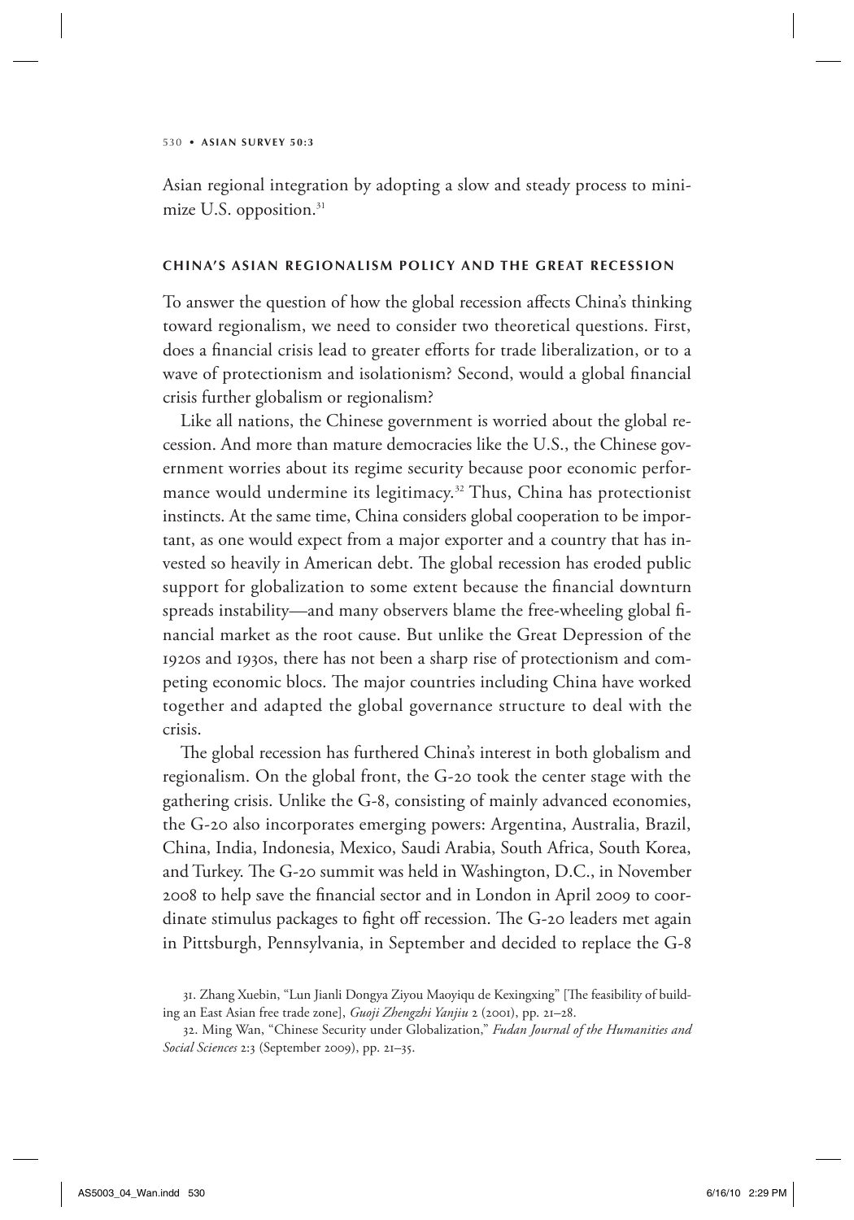Asian regional integration by adopting a slow and steady process to minimize U.S. opposition.[31]

### CHINA'S ASIAN REGIONALISM POLICY AND THE GREAT RECESSION

To answer the question of how the global recession affects China's thinking toward regionalism, we need to consider two theoretical questions. First, does a financial crisis lead to greater efforts for trade liberalization, or to a wave of protectionism and isolationism? Second, would a global financial crisis further globalism or regionalism?

Like all nations, the Chinese government is worried about the global recession. And more than mature democracies like the U.S., the Chinese government worries about its regime security because poor economic performance would undermine its legitimacy.[32] Thus, China has protectionist instincts. At the same time, China considers global cooperation to be important, as one would expect from a major exporter and a country that has invested so heavily in American debt. The global recession has eroded public support for globalization to some extent because the financial downturn spreads instability—and many observers blame the free-wheeling global financial market as the root cause. But unlike the Great Depression of the 1920s and 1930s, there has not been a sharp rise of protectionism and competing economic blocs. The major countries including China have worked together and adapted the global governance structure to deal with the crisis.

The global recession has furthered China's interest in both globalism and regionalism. On the global front, the G-20 took the center stage with the gathering crisis. Unlike the G-8, consisting of mainly advanced economies, the G-20 also incorporates emerging powers: Argentina, Australia, Brazil, China, India, Indonesia, Mexico, Saudi Arabia, South Africa, South Korea, and Turkey. The G-20 summit was held in Washington, D.C., in November 2008 to help save the financial sector and in London in April 2009 to coordinate stimulus packages to fight off recession. The G-20 leaders met again in Pittsburgh, Pennsylvania, in September and decided to replace the G-8

31. Zhang Xuebin, "Lun Jianli Dongya Ziyou Maoyiqu de Kexingxing" [The feasibility of building an East Asian free trade zone], *Guoji Zhengzhi Yanjiu* 2 (2001), pp. 21–28.

32. Ming Wan, "Chinese Security under Globalization," *Fudan Journal of the Humanities and Social Sciences* 2:3 (September 2009), pp. 21–35.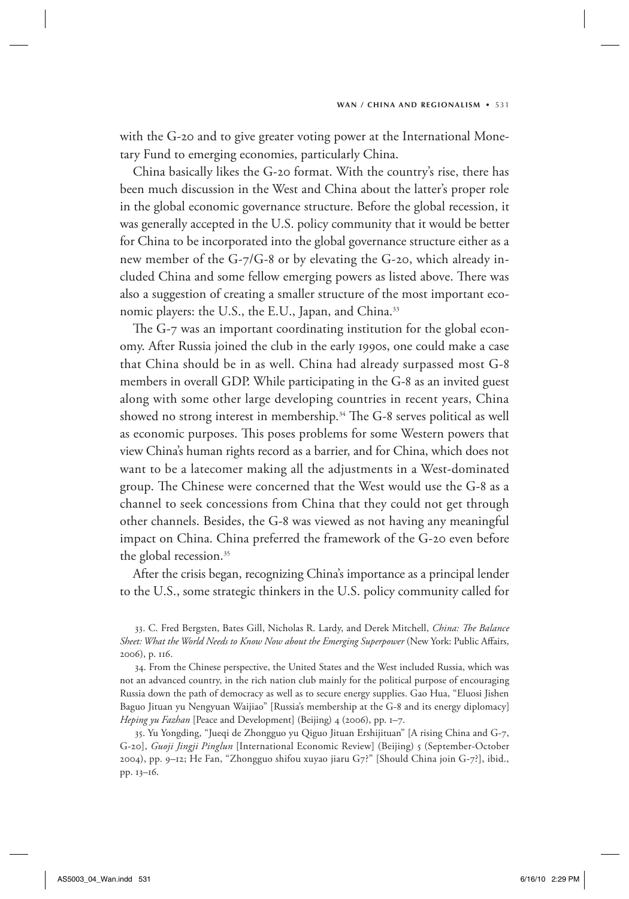with the G-20 and to give greater voting power at the International Monetary Fund to emerging economies, particularly China.

China basically likes the G-20 format. With the country's rise, there has been much discussion in the West and China about the latter's proper role in the global economic governance structure. Before the global recession, it was generally accepted in the U.S. policy community that it would be better for China to be incorporated into the global governance structure either as a new member of the G-7/G-8 or by elevating the G-20, which already included China and some fellow emerging powers as listed above. There was also a suggestion of creating a smaller structure of the most important economic players: the U.S., the E.U., Japan, and China.[33]

The G-7 was an important coordinating institution for the global economy. After Russia joined the club in the early 1990s, one could make a case that China should be in as well. China had already surpassed most G-8 members in overall GDP. While participating in the G-8 as an invited guest along with some other large developing countries in recent years, China showed no strong interest in membership.[34] The G-8 serves political as well as economic purposes. This poses problems for some Western powers that view China's human rights record as a barrier, and for China, which does not want to be a latecomer making all the adjustments in a West-dominated group. The Chinese were concerned that the West would use the G-8 as a channel to seek concessions from China that they could not get through other channels. Besides, the G-8 was viewed as not having any meaningful impact on China. China preferred the framework of the G-20 even before the global recession.[35]

After the crisis began, recognizing China's importance as a principal lender to the U.S., some strategic thinkers in the U.S. policy community called for

33. C. Fred Bergsten, Bates Gill, Nicholas R. Lardy, and Derek Mitchell, *China: The Balance Sheet: What the World Needs to Know Now about the Emerging Superpower* (New York: Public Affairs, 2006), p. 116.

34. From the Chinese perspective, the United States and the West included Russia, which was not an advanced country, in the rich nation club mainly for the political purpose of encouraging Russia down the path of democracy as well as to secure energy supplies. Gao Hua, "Eluosi Jishen Baguo Jituan yu Nengyuan Waijiao" [Russia's membership at the G-8 and its energy diplomacy] *Heping yu Fazhan* [Peace and Development] (Beijing) 4 (2006), pp. 1–7.

35. Yu Yongding, "Jueqi de Zhongguo yu Qiguo Jituan Ershijituan" [A rising China and G-7, G-20], *Guoji Jingji Pinglun* [International Economic Review] (Beijing) 5 (September-October 2004), pp. 9–12; He Fan, "Zhongguo shifou xuyao jiaru G7?" [Should China join G-7?], ibid., pp. 13–16.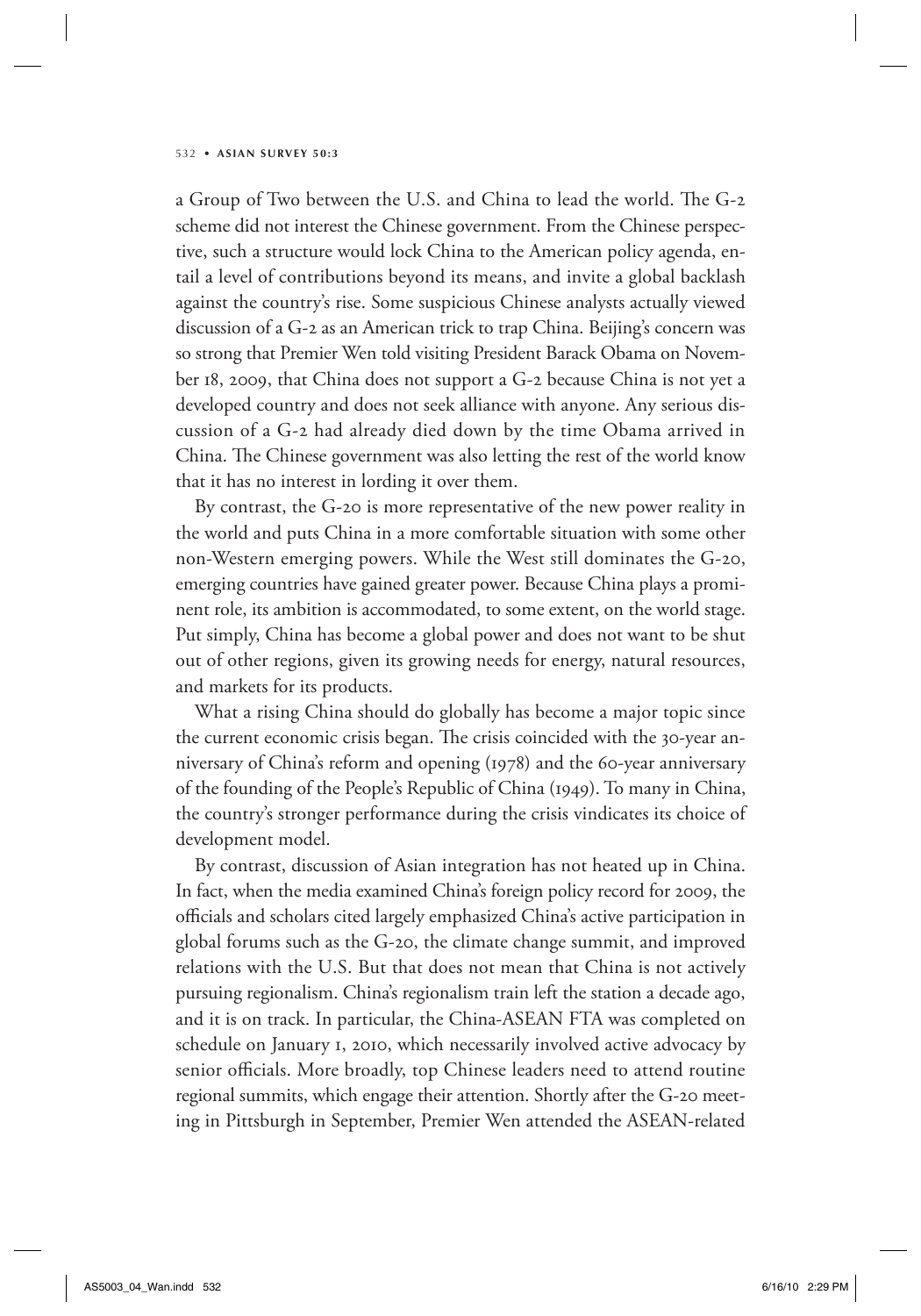a Group of Two between the U.S. and China to lead the world. The G-2 scheme did not interest the Chinese government. From the Chinese perspective, such a structure would lock China to the American policy agenda, entail a level of contributions beyond its means, and invite a global backlash against the country's rise. Some suspicious Chinese analysts actually viewed discussion of a G-2 as an American trick to trap China. Beijing's concern was so strong that Premier Wen told visiting President Barack Obama on November 18, 2009, that China does not support a G-2 because China is not yet a developed country and does not seek alliance with anyone. Any serious discussion of a G-2 had already died down by the time Obama arrived in China. The Chinese government was also letting the rest of the world know that it has no interest in lording it over them.

By contrast, the G-20 is more representative of the new power reality in the world and puts China in a more comfortable situation with some other non-Western emerging powers. While the West still dominates the G-20, emerging countries have gained greater power. Because China plays a prominent role, its ambition is accommodated, to some extent, on the world stage. Put simply, China has become a global power and does not want to be shut out of other regions, given its growing needs for energy, natural resources, and markets for its products.

What a rising China should do globally has become a major topic since the current economic crisis began. The crisis coincided with the 30-year anniversary of China's reform and opening (1978) and the 60-year anniversary of the founding of the People's Republic of China (1949). To many in China, the country's stronger performance during the crisis vindicates its choice of development model.

By contrast, discussion of Asian integration has not heated up in China. In fact, when the media examined China's foreign policy record for 2009, the officials and scholars cited largely emphasized China's active participation in global forums such as the G-20, the climate change summit, and improved relations with the U.S. But that does not mean that China is not actively pursuing regionalism. China's regionalism train left the station a decade ago, and it is on track. In particular, the China-ASEAN FTA was completed on schedule on January 1, 2010, which necessarily involved active advocacy by senior officials. More broadly, top Chinese leaders need to attend routine regional summits, which engage their attention. Shortly after the G-20 meeting in Pittsburgh in September, Premier Wen attended the ASEAN-related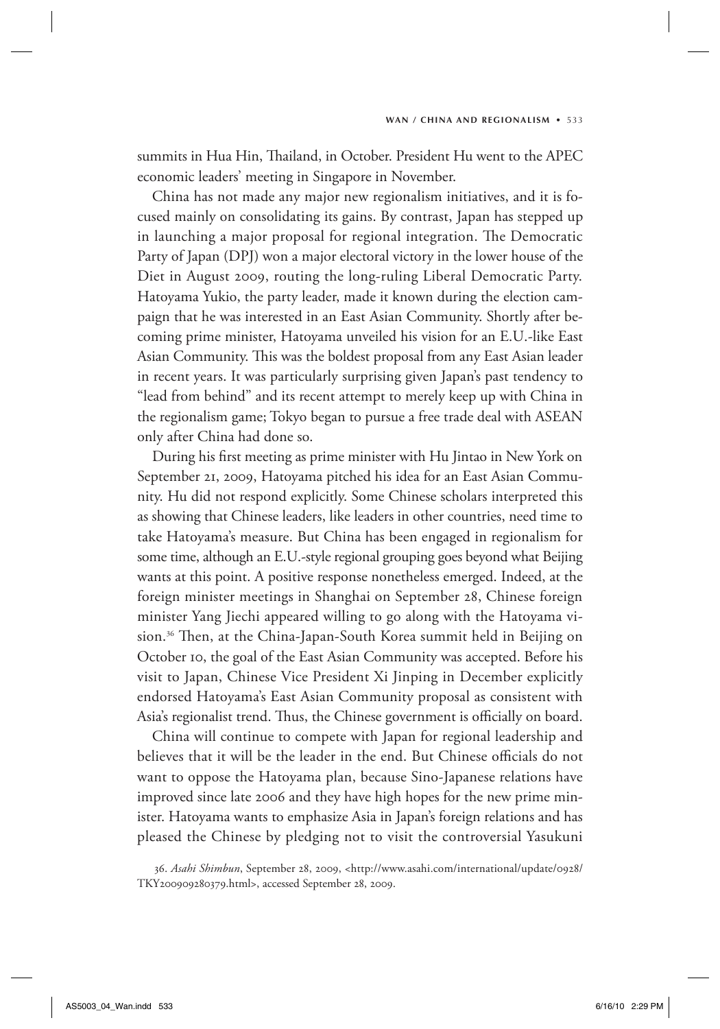summits in Hua Hin, Thailand, in October. President Hu went to the APEC economic leaders' meeting in Singapore in November.

China has not made any major new regionalism initiatives, and it is focused mainly on consolidating its gains. By contrast, Japan has stepped up in launching a major proposal for regional integration. The Democratic Party of Japan (DPJ) won a major electoral victory in the lower house of the Diet in August 2009, routing the long-ruling Liberal Democratic Party. Hatoyama Yukio, the party leader, made it known during the election campaign that he was interested in an East Asian Community. Shortly after becoming prime minister, Hatoyama unveiled his vision for an E.U.-like East Asian Community. This was the boldest proposal from any East Asian leader in recent years. It was particularly surprising given Japan's past tendency to "lead from behind" and its recent attempt to merely keep up with China in the regionalism game; Tokyo began to pursue a free trade deal with ASEAN only after China had done so.

During his first meeting as prime minister with Hu Jintao in New York on September 21, 2009, Hatoyama pitched his idea for an East Asian Community. Hu did not respond explicitly. Some Chinese scholars interpreted this as showing that Chinese leaders, like leaders in other countries, need time to take Hatoyama's measure. But China has been engaged in regionalism for some time, although an E.U.-style regional grouping goes beyond what Beijing wants at this point. A positive response nonetheless emerged. Indeed, at the foreign minister meetings in Shanghai on September 28, Chinese foreign minister Yang Jiechi appeared willing to go along with the Hatoyama vision.[36] Then, at the China-Japan-South Korea summit held in Beijing on October 10, the goal of the East Asian Community was accepted. Before his visit to Japan, Chinese Vice President Xi Jinping in December explicitly endorsed Hatoyama's East Asian Community proposal as consistent with Asia's regionalist trend. Thus, the Chinese government is officially on board.

China will continue to compete with Japan for regional leadership and believes that it will be the leader in the end. But Chinese officials do not want to oppose the Hatoyama plan, because Sino-Japanese relations have improved since late 2006 and they have high hopes for the new prime minister. Hatoyama wants to emphasize Asia in Japan's foreign relations and has pleased the Chinese by pledging not to visit the controversial Yasukuni

36. *Asahi Shimbun*, September 28, 2009, <http://www.asahi.com/international/update/0928/TKY200909280379.html>, accessed September 28, 2009.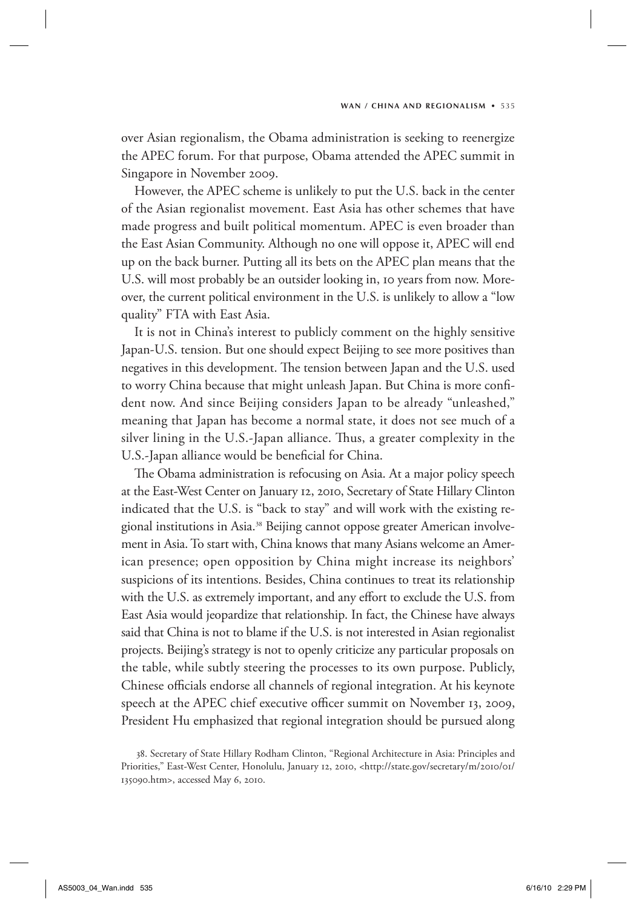over Asian regionalism, the Obama administration is seeking to reenergize the APEC forum. For that purpose, Obama attended the APEC summit in Singapore in November 2009.

However, the APEC scheme is unlikely to put the U.S. back in the center of the Asian regionalist movement. East Asia has other schemes that have made progress and built political momentum. APEC is even broader than the East Asian Community. Although no one will oppose it, APEC will end up on the back burner. Putting all its bets on the APEC plan means that the U.S. will most probably be an outsider looking in, 10 years from now. Moreover, the current political environment in the U.S. is unlikely to allow a "low quality" FTA with East Asia.

It is not in China's interest to publicly comment on the highly sensitive Japan-U.S. tension. But one should expect Beijing to see more positives than negatives in this development. The tension between Japan and the U.S. used to worry China because that might unleash Japan. But China is more confident now. And since Beijing considers Japan to be already "unleashed," meaning that Japan has become a normal state, it does not see much of a silver lining in the U.S.-Japan alliance. Thus, a greater complexity in the U.S.-Japan alliance would be beneficial for China.

The Obama administration is refocusing on Asia. At a major policy speech at the East-West Center on January 12, 2010, Secretary of State Hillary Clinton indicated that the U.S. is "back to stay" and will work with the existing regional institutions in Asia.[38] Beijing cannot oppose greater American involvement in Asia. To start with, China knows that many Asians welcome an American presence; open opposition by China might increase its neighbors' suspicions of its intentions. Besides, China continues to treat its relationship with the U.S. as extremely important, and any effort to exclude the U.S. from East Asia would jeopardize that relationship. In fact, the Chinese have always said that China is not to blame if the U.S. is not interested in Asian regionalist projects. Beijing's strategy is not to openly criticize any particular proposals on the table, while subtly steering the processes to its own purpose. Publicly, Chinese officials endorse all channels of regional integration. At his keynote speech at the APEC chief executive officer summit on November 13, 2009, President Hu emphasized that regional integration should be pursued along

38. Secretary of State Hillary Rodham Clinton, "Regional Architecture in Asia: Principles and Priorities," East-West Center, Honolulu, January 12, 2010, <http://state.gov/secretary/rm/2010/01/135090.htm>, accessed May 6, 2010.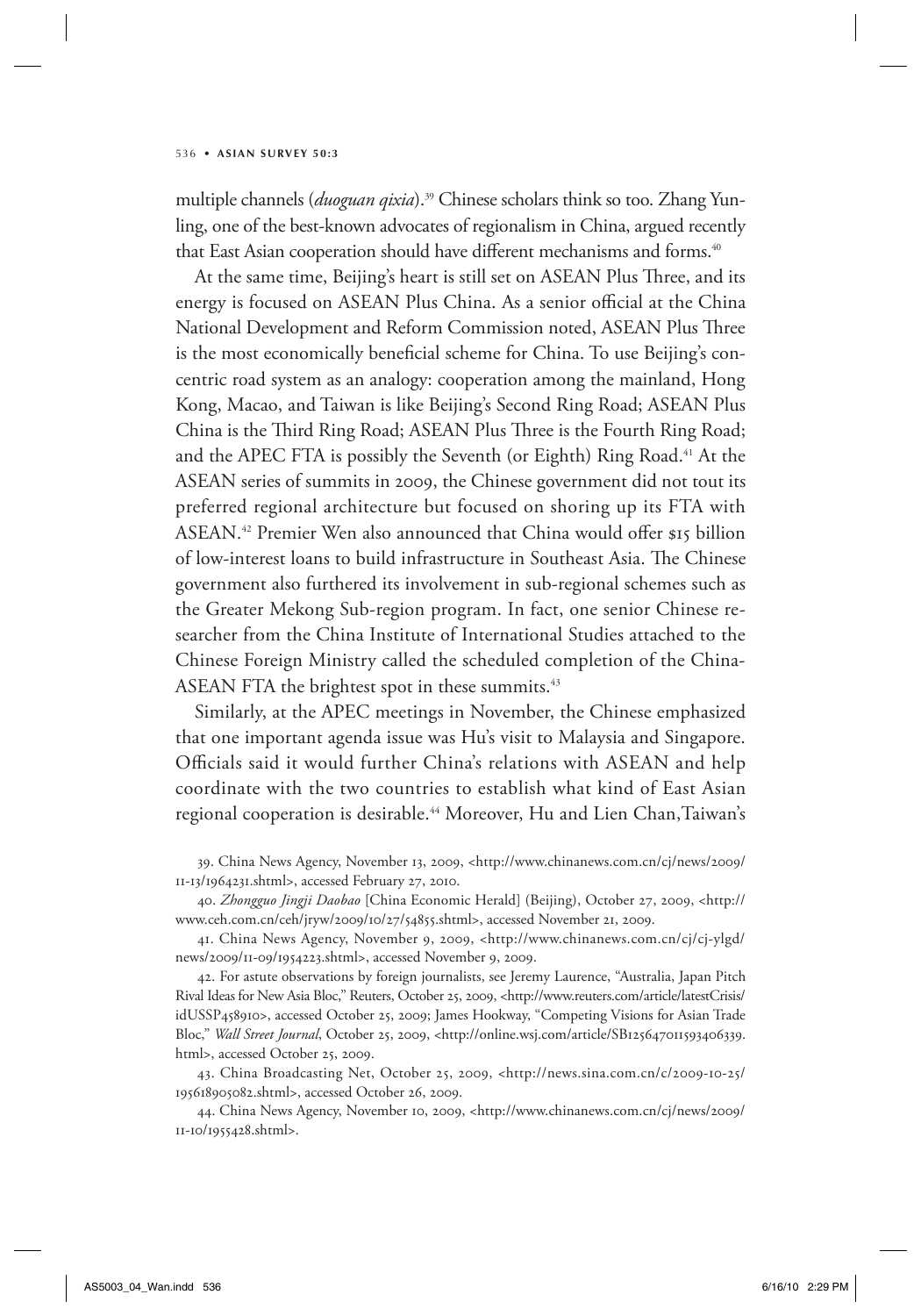multiple channels (*duoguan qixia*).[39] Chinese scholars think so too. Zhang Yunling, one of the best-known advocates of regionalism in China, argued recently that East Asian cooperation should have different mechanisms and forms.[40]

At the same time, Beijing's heart is still set on ASEAN Plus Three, and its energy is focused on ASEAN Plus China. As a senior official at the China National Development and Reform Commission noted, ASEAN Plus Three is the most economically beneficial scheme for China. To use Beijing's concentric road system as an analogy: cooperation among the mainland, Hong Kong, Macao, and Taiwan is like Beijing's Second Ring Road; ASEAN Plus China is the Third Ring Road; ASEAN Plus Three is the Fourth Ring Road; and the APEC FTA is possibly the Seventh (or Eighth) Ring Road.[41] At the ASEAN series of summits in 2009, the Chinese government did not tout its preferred regional architecture but focused on shoring up its FTA with ASEAN.[42] Premier Wen also announced that China would offer $15 billion of low-interest loans to build infrastructure in Southeast Asia. The Chinese government also furthered its involvement in sub-regional schemes such as the Greater Mekong Sub-region program. In fact, one senior Chinese researcher from the China Institute of International Studies attached to the Chinese Foreign Ministry called the scheduled completion of the China-ASEAN FTA the brightest spot in these summits.[43]

Similarly, at the APEC meetings in November, the Chinese emphasized that one important agenda issue was Hu's visit to Malaysia and Singapore. Officials said it would further China's relations with ASEAN and help coordinate with the two countries to establish what kind of East Asian regional cooperation is desirable.[44] Moreover, Hu and Lien Chan, Taiwan's

39. China News Agency, November 13, 2009, <http://www.chinanews.com.cn/cj/news/2009/11-13/1964231.shtml>, accessed February 27, 2010.

40. *Zhongguo Jingji Daobao* [China Economic Herald] (Beijing), October 27, 2009, <http://www.ceh.com.cn/ceh/jryw/2009/10/27/54855.shtml>, accessed November 21, 2009.

41. China News Agency, November 9, 2009, <http://www.chinanews.com.cn/cj/cj-ylgd/news/2009/11-09/1954223.shtml>, accessed November 9, 2009.

42. For astute observations by foreign journalists, see Jeremy Laurence, "Australia, Japan Pitch Rival Ideas for New Asia Bloc," Reuters, October 25, 2009, <http://reuters.com/article/latestCrisis/idUSSP458910>, accessed October 25, 2009; James Hookway, "Competing Visions for Asian Trade Bloc," *Wall Street Journal*, October 25, 2009, <http://online.wsj.com/article/SB125647011593406339.html>, accessed October 25, 2009.

43. China Broadcasting Net, October 25, 2009, <http://news.sina.com.cn/c/2009-10-25/195618905082.shtml>, accessed October 26, 2009.

44. China News Agency, November 10, 2009, <http://www.chinanews.com.cn/cj/news/2009/11-10/1955428.shtml>.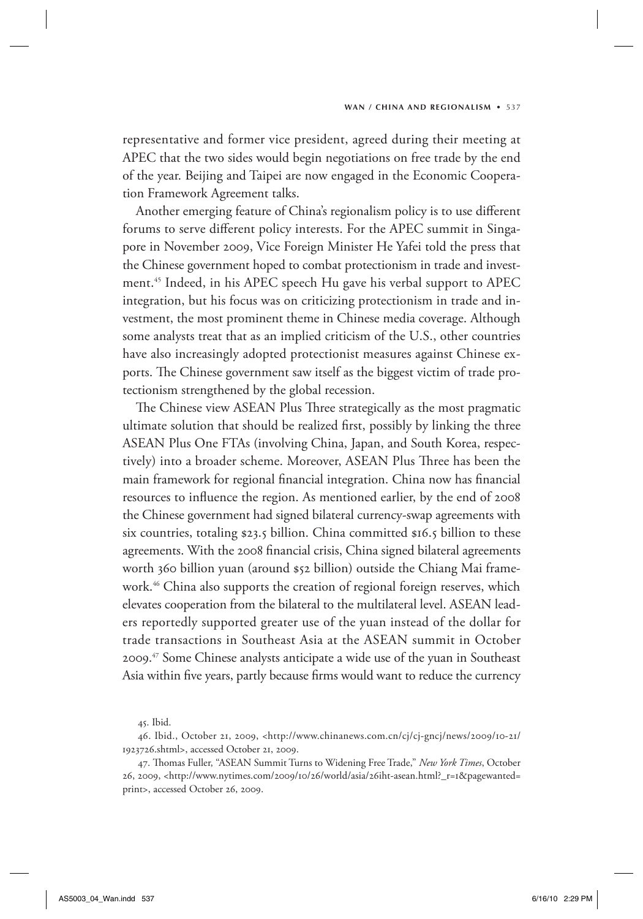representative and former vice president, agreed during their meeting at APEC that the two sides would begin negotiations on free trade by the end of the year. Beijing and Taipei are now engaged in the Economic Cooperation Framework Agreement talks.

Another emerging feature of China's regionalism policy is to use different forums to serve different policy interests. For the APEC summit in Singapore in November 2009, Vice Foreign Minister He Yafei told the press that the Chinese government hoped to combat protectionism in trade and investment.[45] Indeed, in his APEC speech Hu gave his verbal support to APEC integration, but his focus was on criticizing protectionism in trade and investment, the most prominent theme in Chinese media coverage. Although some analysts treat that as an implied criticism of the U.S., other countries have also increasingly adopted protectionist measures against Chinese exports. The Chinese government saw itself as the biggest victim of trade protectionism strengthened by the global recession.

The Chinese view ASEAN Plus Three strategically as the most pragmatic ultimate solution that should be realized first, possibly by linking the three ASEAN Plus One FTAs (involving China, Japan, and South Korea, respectively) into a broader scheme. Moreover, ASEAN Plus Three has been the main framework for regional financial integration. China now has financial resources to influence the region. As mentioned earlier, by the end of 2008 the Chinese government had signed bilateral currency-swap agreements with six countries, totaling $23.5 billion. China committed $16.5 billion to these agreements. With the 2008 financial crisis, China signed bilateral agreements worth 360 billion yuan (around $52 billion) outside the Chiang Mai framework.[46] China also supports the creation of regional foreign reserves, which elevates cooperation from the bilateral to the multilateral level. ASEAN leaders reportedly supported greater use of the yuan instead of the dollar for trade transactions in Southeast Asia at the ASEAN summit in October 2009.[47] Some Chinese analysts anticipate a wide use of the yuan in Southeast Asia within five years, partly because firms would want to reduce the currency

45. Ibid.

46. Ibid., October 21, 2009, <http://www.chinanews.com.cn/cj/cj-gncj/news/2009/10-21/1923726.shtml>, accessed October 21, 2009.

47. Thomas Fuller, "ASEAN Summit Turns to Widening Free Trade," *New York Times*, October 26, 2009, <http://www.nytimes.com/2009/10/26/world/asia/26iht-asean.html?_r=1&pagewanted=print>, accessed October 26, 2009.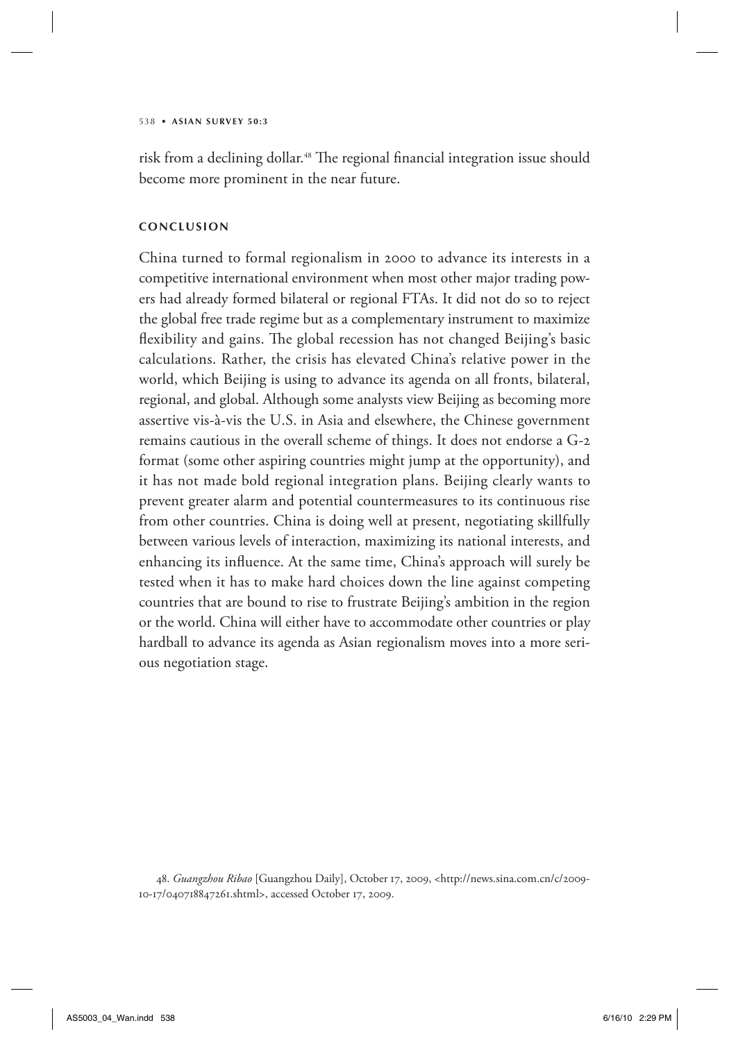risk from a declining dollar.[48] The regional financial integration issue should become more prominent in the near future.

## CONCLUSION

China turned to formal regionalism in 2000 to advance its interests in a competitive international environment when most other major trading powers had already formed bilateral or regional FTAs. It did not do so to reject the global free trade regime but as a complementary instrument to maximize flexibility and gains. The global recession has not changed Beijing's basic calculations. Rather, the crisis has elevated China's relative power in the world, which Beijing is using to advance its agenda on all fronts, bilateral, regional, and global. Although some analysts view Beijing as becoming more assertive vis-à-vis the U.S. in Asia and elsewhere, the Chinese government remains cautious in the overall scheme of things. It does not endorse a G-2 format (some other aspiring countries might jump at the opportunity), and it has not made bold regional integration plans. Beijing clearly wants to prevent greater alarm and potential countermeasures to its continuous rise from other countries. China is doing well at present, negotiating skillfully between various levels of interaction, maximizing its national interests, and enhancing its influence. At the same time, China's approach will surely be tested when it has to make hard choices down the line against competing countries that are bound to rise to frustrate Beijing's ambition in the region or the world. China will either have to accommodate other countries or play hardball to advance its agenda as Asian regionalism moves into a more serious negotiation stage.

48. *Guangzhou Ribao* [Guangzhou Daily], October 17, 2009, <http://news.sina.com.cn/c/2009-10-17/040718847261.shtml>, accessed October 17, 2009.